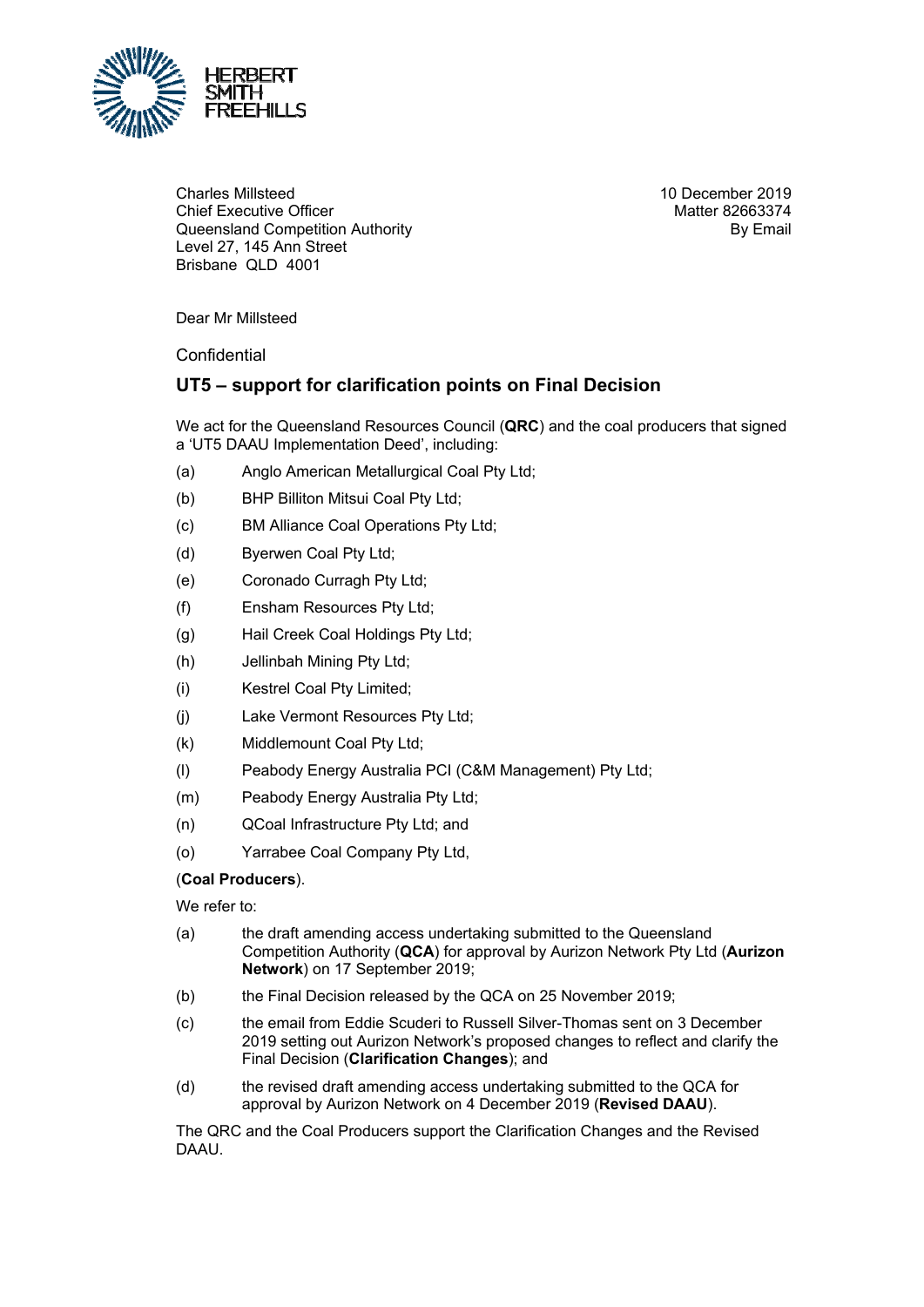HERBERT SMITH FREEHILLS

Charles Millsteed
Chief Executive Officer
Queensland Competition Authority
Level 27, 145 Ann Street
Brisbane QLD 4001

10 December 2019
Matter 82663374
By Email

Dear Mr Millsteed

Confidential

## UT5 – support for clarification points on Final Decision

We act for the Queensland Resources Council (**QRC**) and the coal producers that signed a 'UT5 DAAU Implementation Deed', including:

(a) Anglo American Metallurgical Coal Pty Ltd;

(b) BHP Billiton Mitsui Coal Pty Ltd;

(c) BM Alliance Coal Operations Pty Ltd;

(d) Byerwen Coal Pty Ltd;

(e) Coronado Curragh Pty Ltd;

(f) Ensham Resources Pty Ltd;

(g) Hail Creek Coal Holdings Pty Ltd;

(h) Jellinbah Mining Pty Ltd;

(i) Kestrel Coal Pty Limited;

(j) Lake Vermont Resources Pty Ltd;

(k) Middlemount Coal Pty Ltd;

(l) Peabody Energy Australia PCI (C&M Management) Pty Ltd;

(m) Peabody Energy Australia Pty Ltd;

(n) QCoal Infrastructure Pty Ltd; and

(o) Yarrabee Coal Company Pty Ltd,

(**Coal Producers**).

We refer to:

(a) the draft amending access undertaking submitted to the Queensland Competition Authority (**QCA**) for approval by Aurizon Network Pty Ltd (**Aurizon Network**) on 17 September 2019;

(b) the Final Decision released by the QCA on 25 November 2019;

(c) the email from Eddie Scuderi to Russell Silver-Thomas sent on 3 December 2019 setting out Aurizon Network's proposed changes to reflect and clarify the Final Decision (**Clarification Changes**); and

(d) the revised draft amending access undertaking submitted to the QCA for approval by Aurizon Network on 4 December 2019 (**Revised DAAU**).

The QRC and the Coal Producers support the Clarification Changes and the Revised DAAU.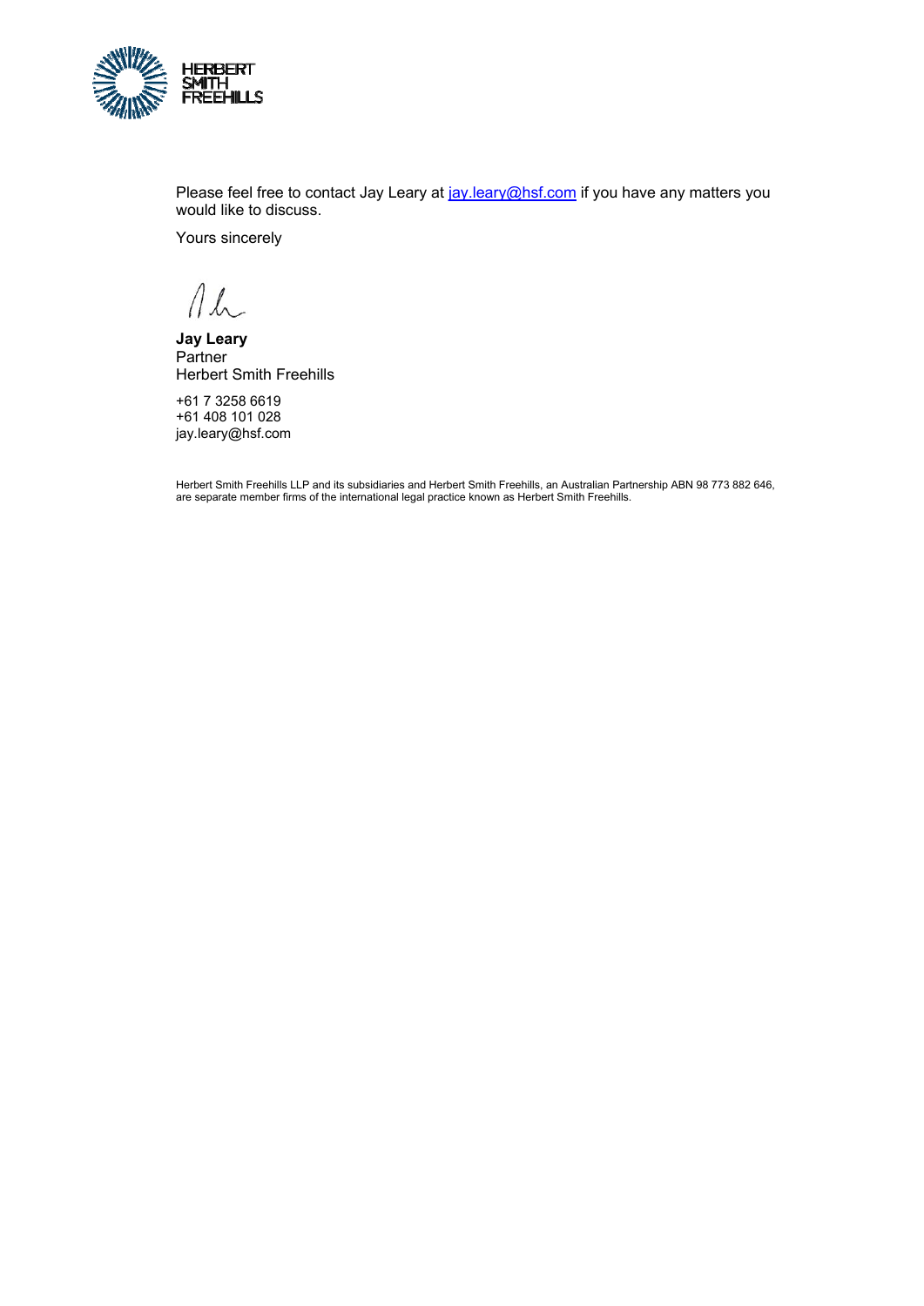Please feel free to contact Jay Leary at [jay.leary@hsf.com](mailto:jay.leary@hsf.com) if you have any matters you would like to discuss.

Yours sincerely

**Jay Leary**
Partner
Herbert Smith Freehills

+61 7 3258 6619
+61 408 101 028
jay.leary@hsf.com

Herbert Smith Freehills LLP and its subsidiaries and Herbert Smith Freehills, an Australian Partnership ABN 98 773 882 646, are separate member firms of the international legal practice known as Herbert Smith Freehills.